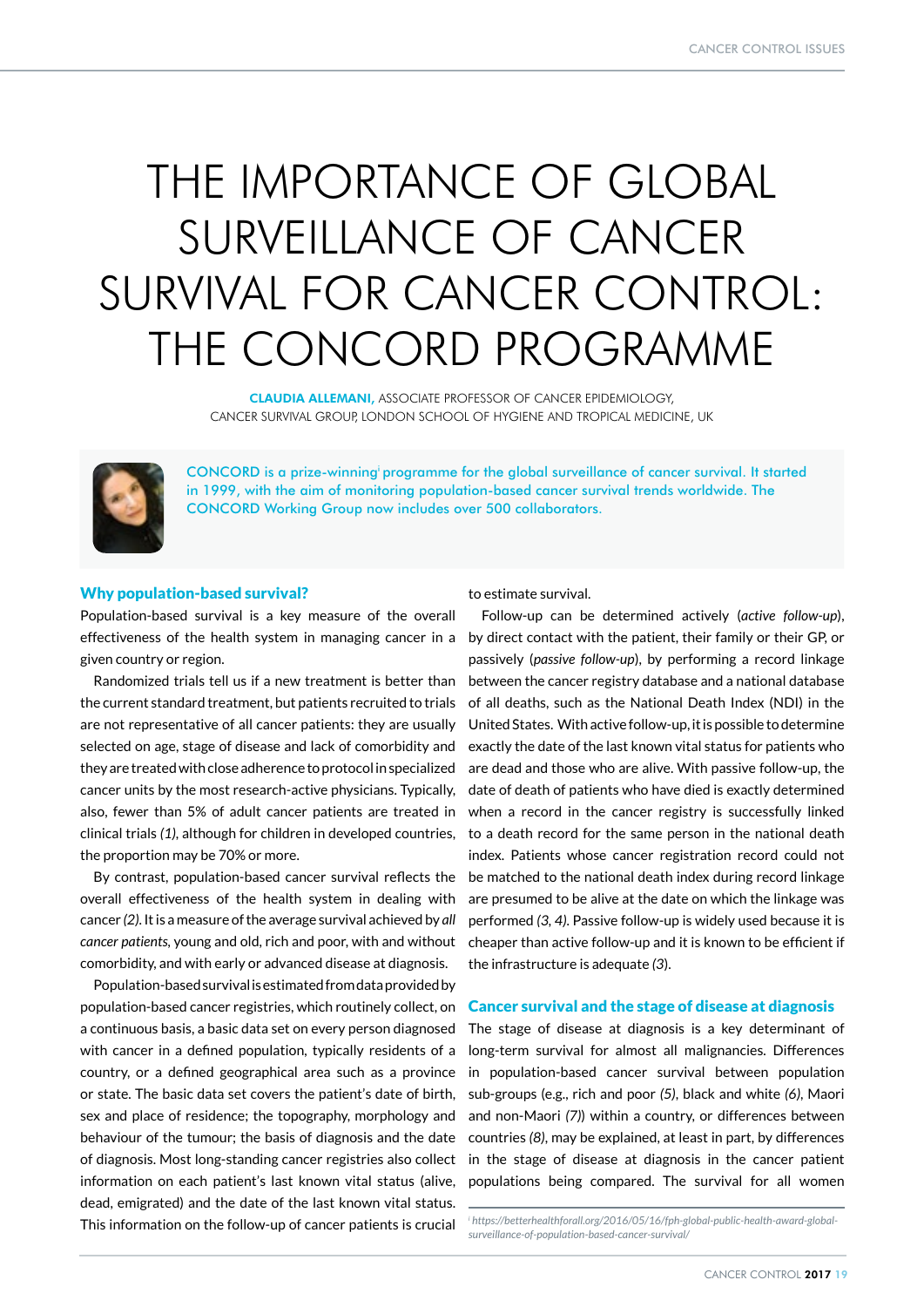# THE IMPORTANCE OF GLOBAL SURVEILLANCE OF CANCER SURVIVAL FOR CANCER CONTROL: THE CONCORD PROGRAMME

**CLAUDIA ALLEMANI,** ASSOCIATE PROFESSOR OF CANCER EPIDEMIOLOGY, CANCER SURVIVAL GROUP, LONDON SCHOOL OF HYGIENE AND TROPICAL MEDICINE, UK

CONCORD is a prize-winning[i] programme for the global surveillance of cancer survival. It started in 1999, with the aim of monitoring population-based cancer survival trends worldwide. The CONCORD Working Group now includes over 500 collaborators.

## Why population-based survival?

Population-based survival is a key measure of the overall effectiveness of the health system in managing cancer in a given country or region.

Randomized trials tell us if a new treatment is better than the current standard treatment, but patients recruited to trials are not representative of all cancer patients: they are usually selected on age, stage of disease and lack of comorbidity and they are treated with close adherence to protocol in specialized cancer units by the most research-active physicians. Typically, also, fewer than 5% of adult cancer patients are treated in clinical trials *(1)*, although for children in developed countries, the proportion may be 70% or more.

By contrast, population-based cancer survival reflects the overall effectiveness of the health system in dealing with cancer *(2)*. It is a measure of the average survival achieved by *all cancer patients*, young and old, rich and poor, with and without comorbidity, and with early or advanced disease at diagnosis.

Population-based survival is estimated from data provided by population-based cancer registries, which routinely collect, on a continuous basis, a basic data set on every person diagnosed with cancer in a defined population, typically residents of a country, or a defined geographical area such as a province or state. The basic data set covers the patient's date of birth, sex and place of residence; the topography, morphology and behaviour of the tumour; the basis of diagnosis and the date of diagnosis. Most long-standing cancer registries also collect information on each patient's last known vital status (alive, dead, emigrated) and the date of the last known vital status. This information on the follow-up of cancer patients is crucial to estimate survival.

Follow-up can be determined actively (*active follow-up*), by direct contact with the patient, their family or their GP, or passively (*passive follow-up*), by performing a record linkage between the cancer registry database and a national database of all deaths, such as the National Death Index (NDI) in the United States. With active follow-up, it is possible to determine exactly the date of the last known vital status for patients who are dead and those who are alive. With passive follow-up, the date of death of patients who have died is exactly determined when a record in the cancer registry is successfully linked to a death record for the same person in the national death index. Patients whose cancer registration record could not be matched to the national death index during record linkage are presumed to be alive at the date on which the linkage was performed *(3, 4)*. Passive follow-up is widely used because it is cheaper than active follow-up and it is known to be efficient if the infrastructure is adequate *(3)*.

## Cancer survival and the stage of disease at diagnosis

The stage of disease at diagnosis is a key determinant of long-term survival for almost all malignancies. Differences in population-based cancer survival between population sub-groups (e.g., rich and poor *(5)*, black and white *(6)*, Maori and non-Maori *(7)*) within a country, or differences between countries *(8)*, may be explained, at least in part, by differences in the stage of disease at diagnosis in the cancer patient populations being compared. The survival for all women

[i] *https://betterhealthforall.org/2016/05/16/fph-global-public-health-award-global-surveillance-of-population-based-cancer-survival/*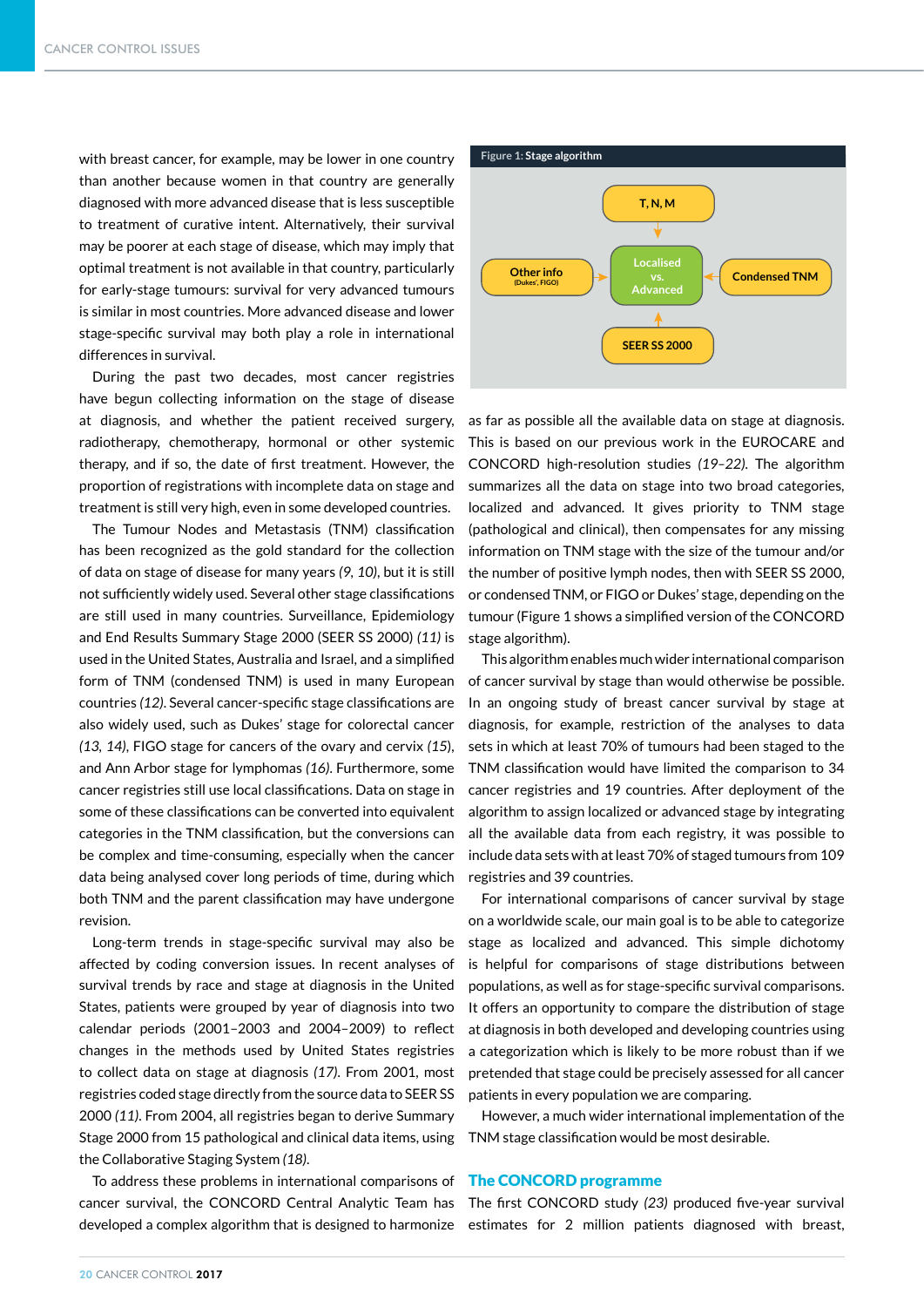with breast cancer, for example, may be lower in one country than another because women in that country are generally diagnosed with more advanced disease that is less susceptible to treatment of curative intent. Alternatively, their survival may be poorer at each stage of disease, which may imply that optimal treatment is not available in that country, particularly for early-stage tumours: survival for very advanced tumours is similar in most countries. More advanced disease and lower stage-specific survival may both play a role in international differences in survival.

During the past two decades, most cancer registries have begun collecting information on the stage of disease at diagnosis, and whether the patient received surgery, radiotherapy, chemotherapy, hormonal or other systemic therapy, and if so, the date of first treatment. However, the proportion of registrations with incomplete data on stage and treatment is still very high, even in some developed countries.

The Tumour Nodes and Metastasis (TNM) classification has been recognized as the gold standard for the collection of data on stage of disease for many years *(9, 10)*, but it is still not sufficiently widely used. Several other stage classifications are still used in many countries. Surveillance, Epidemiology and End Results Summary Stage 2000 (SEER SS 2000) *(11)* is used in the United States, Australia and Israel, and a simplified form of TNM (condensed TNM) is used in many European countries *(12)*. Several cancer-specific stage classifications are also widely used, such as Dukes' stage for colorectal cancer *(13, 14)*, FIGO stage for cancers of the ovary and cervix *(15)*, and Ann Arbor stage for lymphomas *(16)*. Furthermore, some cancer registries still use local classifications. Data on stage in some of these classifications can be converted into equivalent categories in the TNM classification, but the conversions can be complex and time-consuming, especially when the cancer data being analysed cover long periods of time, during which both TNM and the parent classification may have undergone revision.

Long-term trends in stage-specific survival may also be affected by coding conversion issues. In recent analyses of survival trends by race and stage at diagnosis in the United States, patients were grouped by year of diagnosis into two calendar periods (2001–2003 and 2004–2009) to reflect changes in the methods used by United States registries to collect data on stage at diagnosis *(17)*. From 2001, most registries coded stage directly from the source data to SEER SS 2000 *(11)*. From 2004, all registries began to derive Summary Stage 2000 from 15 pathological and clinical data items, using the Collaborative Staging System *(18)*.

To address these problems in international comparisons of cancer survival, the CONCORD Central Analytic Team has developed a complex algorithm that is designed to harmonize as far as possible all the available data on stage at diagnosis. This is based on our previous work in the EUROCARE and CONCORD high-resolution studies *(19–22)*. The algorithm summarizes all the data on stage into two broad categories, localized and advanced. It gives priority to TNM stage (pathological and clinical), then compensates for any missing information on TNM stage with the size of the tumour and/or the number of positive lymph nodes, then with SEER SS 2000, or condensed TNM, or FIGO or Dukes' stage, depending on the tumour (Figure 1 shows a simplified version of the CONCORD stage algorithm).

**Figure 1:** Stage algorithm

T, N, M → Localised vs. Advanced ← Condensed TNM
Other info (Dukes', FIGO) → Localised vs. Advanced ← SEER SS 2000

This algorithm enables much wider international comparison of cancer survival by stage than would otherwise be possible. In an ongoing study of breast cancer survival by stage at diagnosis, for example, restriction of the analyses to data sets in which at least 70% of tumours had been staged to the TNM classification would have limited the comparison to 34 cancer registries and 19 countries. After deployment of the algorithm to assign localized or advanced stage by integrating all the available data from each registry, it was possible to include data sets with at least 70% of staged tumours from 109 registries and 39 countries.

For international comparisons of cancer survival by stage on a worldwide scale, our main goal is to be able to categorize stage as localized and advanced. This simple dichotomy is helpful for comparisons of stage distributions between populations, as well as for stage-specific survival comparisons. It offers an opportunity to compare the distribution of stage at diagnosis in both developed and developing countries using a categorization which is likely to be more robust than if we pretended that stage could be precisely assessed for all cancer patients in every population we are comparing.

However, a much wider international implementation of the TNM stage classification would be most desirable.

## The CONCORD programme

The first CONCORD study *(23)* produced five-year survival estimates for 2 million patients diagnosed with breast,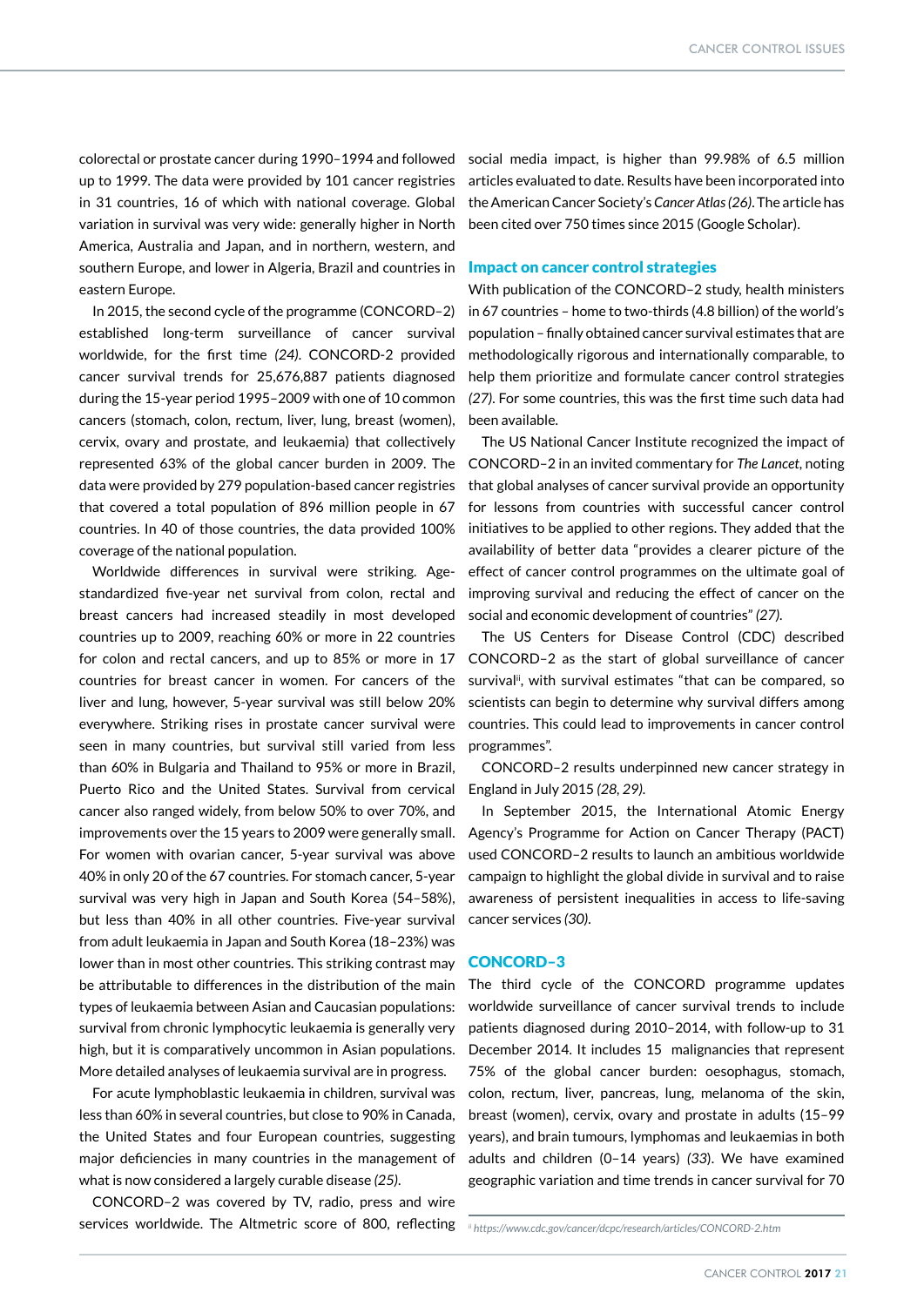colorectal or prostate cancer during 1990–1994 and followed up to 1999. The data were provided by 101 cancer registries in 31 countries, 16 of which with national coverage. Global variation in survival was very wide: generally higher in North America, Australia and Japan, and in northern, western, and southern Europe, and lower in Algeria, Brazil and countries in eastern Europe.

In 2015, the second cycle of the programme (CONCORD–2) established long-term surveillance of cancer survival worldwide, for the first time *(24)*. CONCORD-2 provided cancer survival trends for 25,676,887 patients diagnosed during the 15-year period 1995–2009 with one of 10 common cancers (stomach, colon, rectum, liver, lung, breast (women), cervix, ovary and prostate, and leukaemia) that collectively represented 63% of the global cancer burden in 2009. The data were provided by 279 population-based cancer registries that covered a total population of 896 million people in 67 countries. In 40 of those countries, the data provided 100% coverage of the national population.

Worldwide differences in survival were striking. Age-standardized five-year net survival from colon, rectal and breast cancers had increased steadily in most developed countries up to 2009, reaching 60% or more in 22 countries for colon and rectal cancers, and up to 85% or more in 17 countries for breast cancer in women. For cancers of the liver and lung, however, 5-year survival was still below 20% everywhere. Striking rises in prostate cancer survival were seen in many countries, but survival still varied from less than 60% in Bulgaria and Thailand to 95% or more in Brazil, Puerto Rico and the United States. Survival from cervical cancer also ranged widely, from below 50% to over 70%, and improvements over the 15 years to 2009 were generally small. For women with ovarian cancer, 5-year survival was above 40% in only 20 of the 67 countries. For stomach cancer, 5-year survival was very high in Japan and South Korea (54–58%), but less than 40% in all other countries. Five-year survival from adult leukaemia in Japan and South Korea (18–23%) was lower than in most other countries. This striking contrast may be attributable to differences in the distribution of the main types of leukaemia between Asian and Caucasian populations: survival from chronic lymphocytic leukaemia is generally very high, but it is comparatively uncommon in Asian populations. More detailed analyses of leukaemia survival are in progress.

For acute lymphoblastic leukaemia in children, survival was less than 60% in several countries, but close to 90% in Canada, the United States and four European countries, suggesting major deficiencies in many countries in the management of what is now considered a largely curable disease *(25)*.

CONCORD–2 was covered by TV, radio, press and wire services worldwide. The Altmetric score of 800, reflecting social media impact, is higher than 99.98% of 6.5 million articles evaluated to date. Results have been incorporated into the American Cancer Society's *Cancer Atlas (26)*. The article has been cited over 750 times since 2015 (Google Scholar).

## Impact on cancer control strategies

With publication of the CONCORD–2 study, health ministers in 67 countries – home to two-thirds (4.8 billion) of the world's population – finally obtained cancer survival estimates that are methodologically rigorous and internationally comparable, to help them prioritize and formulate cancer control strategies *(27)*. For some countries, this was the first time such data had been available.

The US National Cancer Institute recognized the impact of CONCORD–2 in an invited commentary for *The Lancet*, noting that global analyses of cancer survival provide an opportunity for lessons from countries with successful cancer control initiatives to be applied to other regions. They added that the availability of better data "provides a clearer picture of the effect of cancer control programmes on the ultimate goal of improving survival and reducing the effect of cancer on the social and economic development of countries" *(27)*.

The US Centers for Disease Control (CDC) described CONCORD–2 as the start of global surveillance of cancer survival[ii], with survival estimates "that can be compared, so scientists can begin to determine why survival differs among countries. This could lead to improvements in cancer control programmes".

CONCORD–2 results underpinned new cancer strategy in England in July 2015 *(28, 29)*.

In September 2015, the International Atomic Energy Agency's Programme for Action on Cancer Therapy (PACT) used CONCORD–2 results to launch an ambitious worldwide campaign to highlight the global divide in survival and to raise awareness of persistent inequalities in access to life-saving cancer services *(30)*.

## CONCORD–3

The third cycle of the CONCORD programme updates worldwide surveillance of cancer survival trends to include patients diagnosed during 2010–2014, with follow-up to 31 December 2014. It includes 15 malignancies that represent 75% of the global cancer burden: oesophagus, stomach, colon, rectum, liver, pancreas, lung, melanoma of the skin, breast (women), cervix, ovary and prostate in adults (15–99 years), and brain tumours, lymphomas and leukaemias in both adults and children (0–14 years) *(33)*. We have examined geographic variation and time trends in cancer survival for 70

[ii] *https://www.cdc.gov/cancer/dcpc/research/articles/CONCORD-2.htm*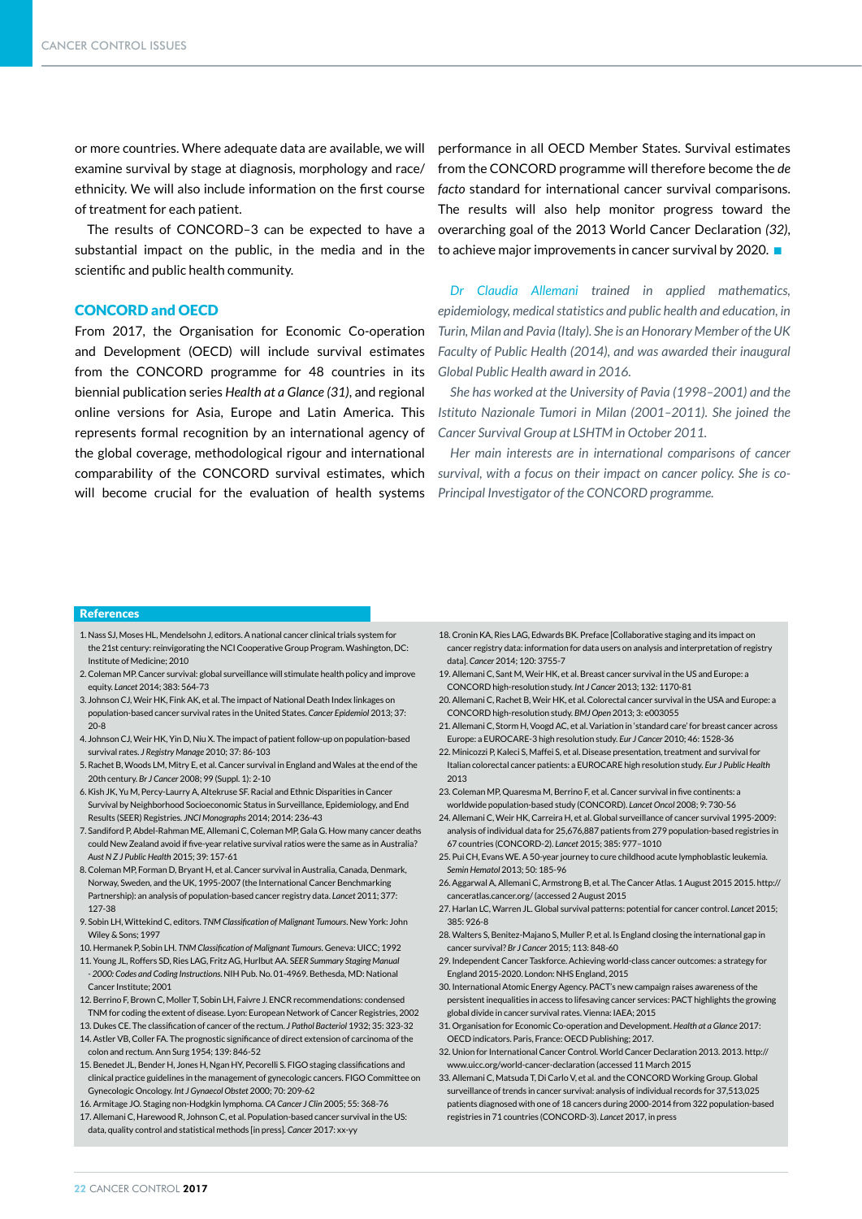or more countries. Where adequate data are available, we will examine survival by stage at diagnosis, morphology and race/ethnicity. We will also include information on the first course of treatment for each patient.

The results of CONCORD–3 can be expected to have a substantial impact on the public, in the media and in the scientific and public health community.

### CONCORD and OECD

From 2017, the Organisation for Economic Co-operation and Development (OECD) will include survival estimates from the CONCORD programme for 48 countries in its biennial publication series *Health at a Glance (31)*, and regional online versions for Asia, Europe and Latin America. This represents formal recognition by an international agency of the global coverage, methodological rigour and international comparability of the CONCORD survival estimates, which will become crucial for the evaluation of health systems performance in all OECD Member States. Survival estimates from the CONCORD programme will therefore become the *de facto* standard for international cancer survival comparisons. The results will also help monitor progress toward the overarching goal of the 2013 World Cancer Declaration *(32)*, to achieve major improvements in cancer survival by 2020. ■

*Dr Claudia Allemani trained in applied mathematics, epidemiology, medical statistics and public health and education, in Turin, Milan and Pavia (Italy). She is an Honorary Member of the UK Faculty of Public Health (2014), and was awarded their inaugural Global Public Health award in 2016.*

*She has worked at the University of Pavia (1998–2001) and the Istituto Nazionale Tumori in Milan (2001–2011). She joined the Cancer Survival Group at LSHTM in October 2011.*

*Her main interests are in international comparisons of cancer survival, with a focus on their impact on cancer policy. She is co-Principal Investigator of the CONCORD programme.*

### References

1. Nass SJ, Moses HL, Mendelsohn J, editors. A national cancer clinical trials system for the 21st century: reinvigorating the NCI Cooperative Group Program. Washington, DC: Institute of Medicine; 2010
2. Coleman MP. Cancer survival: global surveillance will stimulate health policy and improve equity. *Lancet* 2014; 383: 564-73
3. Johnson CJ, Weir HK, Fink AK, et al. The impact of National Death Index linkages on population-based cancer survival rates in the United States. *Cancer Epidemiol* 2013; 37: 20-8
4. Johnson CJ, Weir HK, Yin D, Niu X. The impact of patient follow-up on population-based survival rates. *J Registry Manage* 2010; 37: 86-103
5. Rachet B, Woods LM, Mitry E, et al. Cancer survival in England and Wales at the end of the 20th century. *Br J Cancer* 2008; 99 (Suppl. 1): 2-10
6. Kish JK, Yu M, Percy-Laurry A, Altekruse SF. Racial and Ethnic Disparities in Cancer Survival by Neighborhood Socioeconomic Status in Surveillance, Epidemiology, and End Results (SEER) Registries. *JNCI Monographs* 2014; 2014: 236-43
7. Sandiford P, Abdel-Rahman ME, Allemani C, Coleman MP, Gala G. How many cancer deaths could New Zealand avoid if five-year relative survival ratios were the same as in Australia? *Aust N Z J Public Health* 2015; 39: 157-61
8. Coleman MP, Forman D, Bryant H, et al. Cancer survival in Australia, Canada, Denmark, Norway, Sweden, and the UK, 1995-2007 (the International Cancer Benchmarking Partnership): an analysis of population-based cancer registry data. *Lancet* 2011; 377: 127-38
9. Sobin LH, Wittekind C, editors. *TNM Classification of Malignant Tumours*. New York: John Wiley & Sons; 1997
10. Hermanek P, Sobin LH. *TNM Classification of Malignant Tumours*. Geneva: UICC; 1992
11. Young JL, Roffers SD, Ries LAG, Fritz AG, Hurlbut AA. *SEER Summary Staging Manual - 2000: Codes and Coding Instructions*. NIH Pub. No. 01-4969. Bethesda, MD: National Cancer Institute; 2001
12. Berrino F, Brown C, Moller T, Sobin LH, Faivre J. ENCR recommendations: condensed TNM for coding the extent of disease. Lyon: European Network of Cancer Registries, 2002
13. Dukes CE. The classification of cancer of the rectum. *J Pathol Bacteriol* 1932; 35: 323-32
14. Astler VB, Coller FA. The prognostic significance of direct extension of carcinoma of the colon and rectum. Ann Surg 1954; 139: 846-52
15. Benedet JL, Bender H, Jones H, Ngan HY, Pecorelli S. FIGO staging classifications and clinical practice guidelines in the management of gynecologic cancers. FIGO Committee on Gynecologic Oncology. *Int J Gynaecol Obstet* 2000; 70: 209-62
16. Armitage JO. Staging non-Hodgkin lymphoma. *CA Cancer J Clin* 2005; 55: 368-76
17. Allemani C, Harewood R, Johnson C, et al. Population-based cancer survival in the US: data, quality control and statistical methods [in press]. *Cancer* 2017: xx-yy
18. Cronin KA, Ries LAG, Edwards BK. Preface [Collaborative staging and its impact on cancer registry data: information for data users on analysis and interpretation of registry data]. *Cancer* 2014; 120: 3755-7
19. Allemani C, Sant M, Weir HK, et al. Breast cancer survival in the US and Europe: a CONCORD high-resolution study. *Int J Cancer* 2013; 132: 1170-81
20. Allemani C, Rachet B, Weir HK, et al. Colorectal cancer survival in the USA and Europe: a CONCORD high-resolution study. *BMJ Open* 2013; 3: e003055
21. Allemani C, Storm H, Voogd AC, et al. Variation in 'standard care' for breast cancer across Europe: a EUROCARE-3 high resolution study. *Eur J Cancer* 2010; 46: 1528-36
22. Minicozzi P, Kaleci S, Maffei S, et al. Disease presentation, treatment and survival for Italian colorectal cancer patients: a EUROCARE high resolution study. *Eur J Public Health* 2013
23. Coleman MP, Quaresma M, Berrino F, et al. Cancer survival in five continents: a worldwide population-based study (CONCORD). *Lancet Oncol* 2008; 9: 730-56
24. Allemani C, Weir HK, Carreira H, et al. Global surveillance of cancer survival 1995-2009: analysis of individual data for 25,676,887 patients from 279 population-based registries in 67 countries (CONCORD-2). *Lancet* 2015; 385: 977–1010
25. Pui CH, Evans WE. A 50-year journey to cure childhood acute lymphoblastic leukemia. *Semin Hematol* 2013; 50: 185-96
26. Aggarwal A, Allemani C, Armstrong B, et al. The Cancer Atlas. 1 August 2015 2015. http://canceratlas.cancer.org/ (accessed 2 August 2015
27. Harlan LC, Warren JL. Global survival patterns: potential for cancer control. *Lancet* 2015; 385: 926-8
28. Walters S, Benitez-Majano S, Muller P, et al. Is England closing the international gap in cancer survival? *Br J Cancer* 2015; 113: 848-60
29. Independent Cancer Taskforce. Achieving world-class cancer outcomes: a strategy for England 2015-2020. London: NHS England, 2015
30. International Atomic Energy Agency. PACT's new campaign raises awareness of the persistent inequalities in access to lifesaving cancer services: PACT highlights the growing global divide in cancer survival rates. Vienna: IAEA; 2015
31. Organisation for Economic Co-operation and Development. *Health at a Glance* 2017: OECD indicators. Paris, France: OECD Publishing; 2017.
32. Union for International Cancer Control. World Cancer Declaration 2013. 2013. http://www.uicc.org/world-cancer-declaration (accessed 11 March 2015
33. Allemani C, Matsuda T, Di Carlo V, et al. and the CONCORD Working Group. Global surveillance of trends in cancer survival: analysis of individual records for 37,513,025 patients diagnosed with one of 18 cancers during 2000-2014 from 322 population-based registries in 71 countries (CONCORD-3). *Lancet* 2017, in press